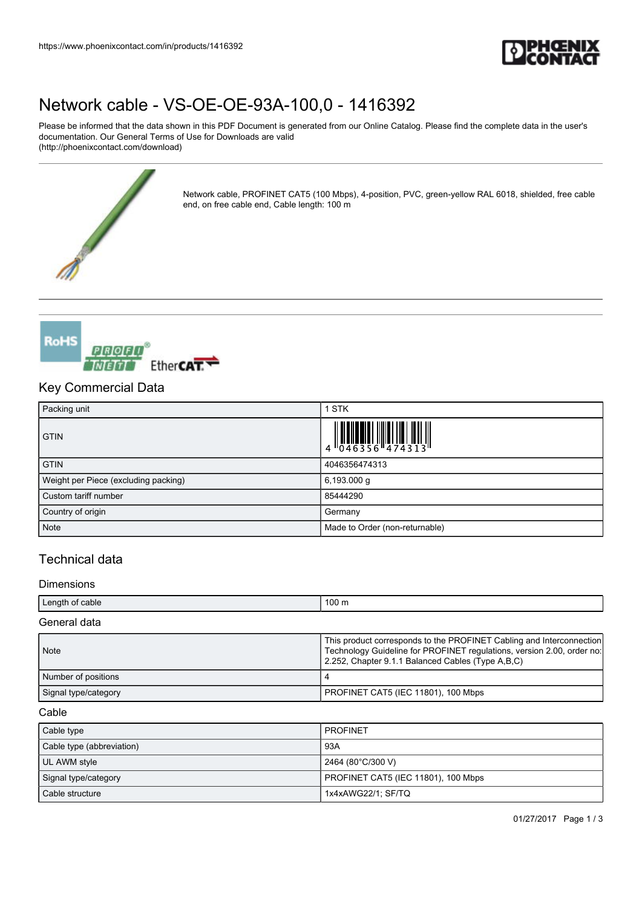# Network cable - VS-OE-OE-93A-100,0 - 1416392

Please be informed that the data shown in this PDF Document is generated from our Online Catalog. Please find the complete data in the user's documentation. Our General Terms of Use for Downloads are valid (http://phoenixcontact.com/download)

Network cable, PROFINET CAT5 (100 Mbps), 4-position, PVC, green-yellow RAL 6018, shielded, free cable end, on free cable end, Cable length: 100 m

## Key Commercial Data

| Packing unit | 1 STK |
|---|---|
| GTIN | 4 046356 474313 |
| GTIN | 4046356474313 |
| Weight per Piece (excluding packing) | 6,193.000 g |
| Custom tariff number | 85444290 |
| Country of origin | Germany |
| Note | Made to Order (non-returnable) |

## Technical data

### Dimensions

| Length of cable | 100 m |
|---|---|

### General data

| Note | This product corresponds to the PROFINET Cabling and Interconnection Technology Guideline for PROFINET regulations, version 2.00, order no: 2.252, Chapter 9.1.1 Balanced Cables (Type A,B,C) |
|---|---|
| Number of positions | 4 |
| Signal type/category | PROFINET CAT5 (IEC 11801), 100 Mbps |

### Cable

| Cable type | PROFINET |
|---|---|
| Cable type (abbreviation) | 93A |
| UL AWM style | 2464 (80°C/300 V) |
| Signal type/category | PROFINET CAT5 (IEC 11801), 100 Mbps |
| Cable structure | 1x4xAWG22/1; SF/TQ |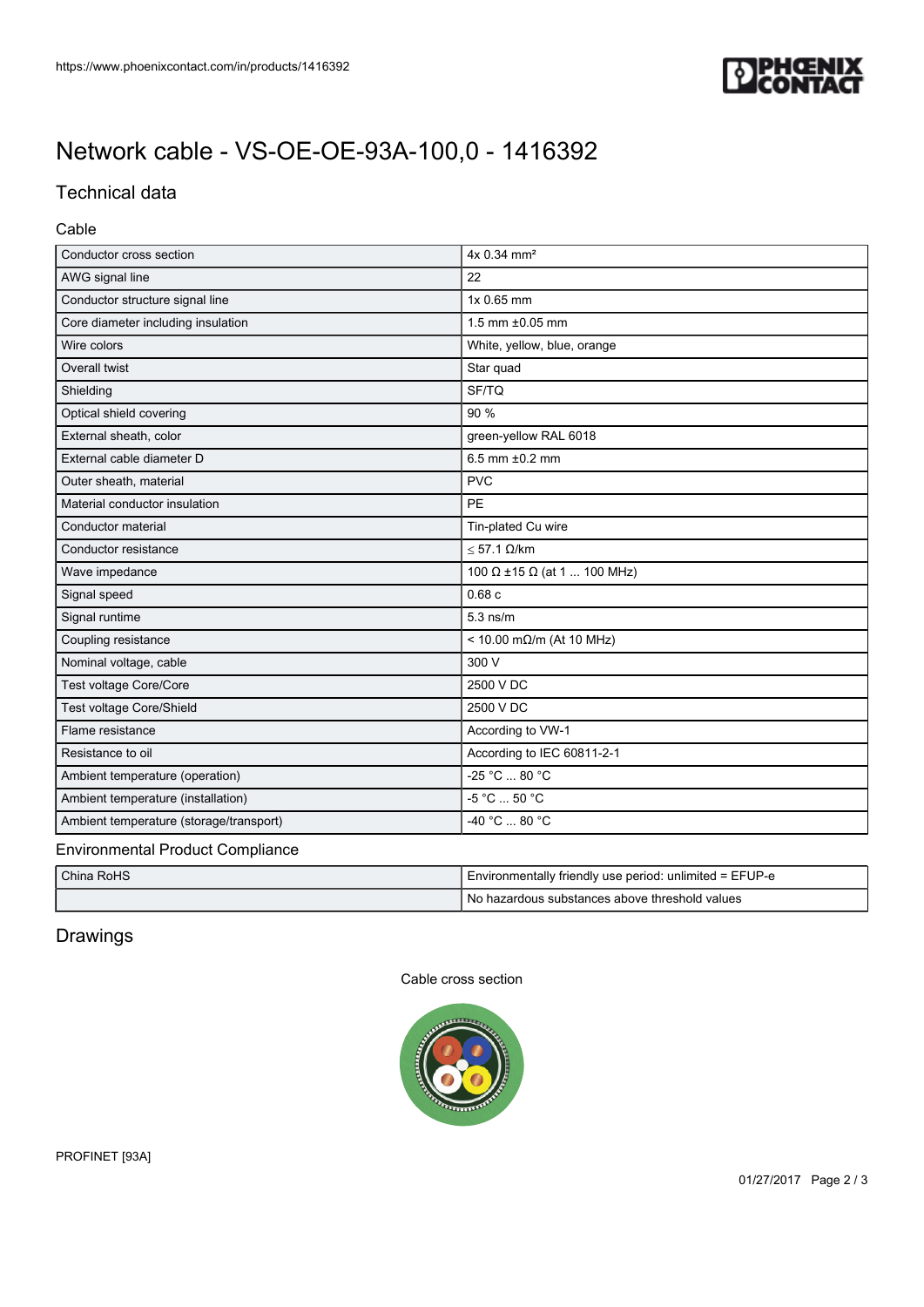# Network cable - VS-OE-OE-93A-100,0 - 1416392

## Technical data

### Cable

| | |
|---|---|
| Conductor cross section | 4x 0.34 mm² |
| AWG signal line | 22 |
| Conductor structure signal line | 1x 0.65 mm |
| Core diameter including insulation | 1.5 mm ±0.05 mm |
| Wire colors | White, yellow, blue, orange |
| Overall twist | Star quad |
| Shielding | SF/TQ |
| Optical shield covering | 90 % |
| External sheath, color | green-yellow RAL 6018 |
| External cable diameter D | 6.5 mm ±0.2 mm |
| Outer sheath, material | PVC |
| Material conductor insulation | PE |
| Conductor material | Tin-plated Cu wire |
| Conductor resistance | ≤ 57.1 Ω/km |
| Wave impedance | 100 Ω ±15 Ω (at 1 ... 100 MHz) |
| Signal speed | 0.68 c |
| Signal runtime | 5.3 ns/m |
| Coupling resistance | < 10.00 mΩ/m (At 10 MHz) |
| Nominal voltage, cable | 300 V |
| Test voltage Core/Core | 2500 V DC |
| Test voltage Core/Shield | 2500 V DC |
| Flame resistance | According to VW-1 |
| Resistance to oil | According to IEC 60811-2-1 |
| Ambient temperature (operation) | -25 °C ... 80 °C |
| Ambient temperature (installation) | -5 °C ... 50 °C |
| Ambient temperature (storage/transport) | -40 °C ... 80 °C |

### Environmental Product Compliance

| | |
|---|---|
| China RoHS | Environmentally friendly use period: unlimited = EFUP-e |
| | No hazardous substances above threshold values |

## Drawings

Cable cross section

PROFINET [93A]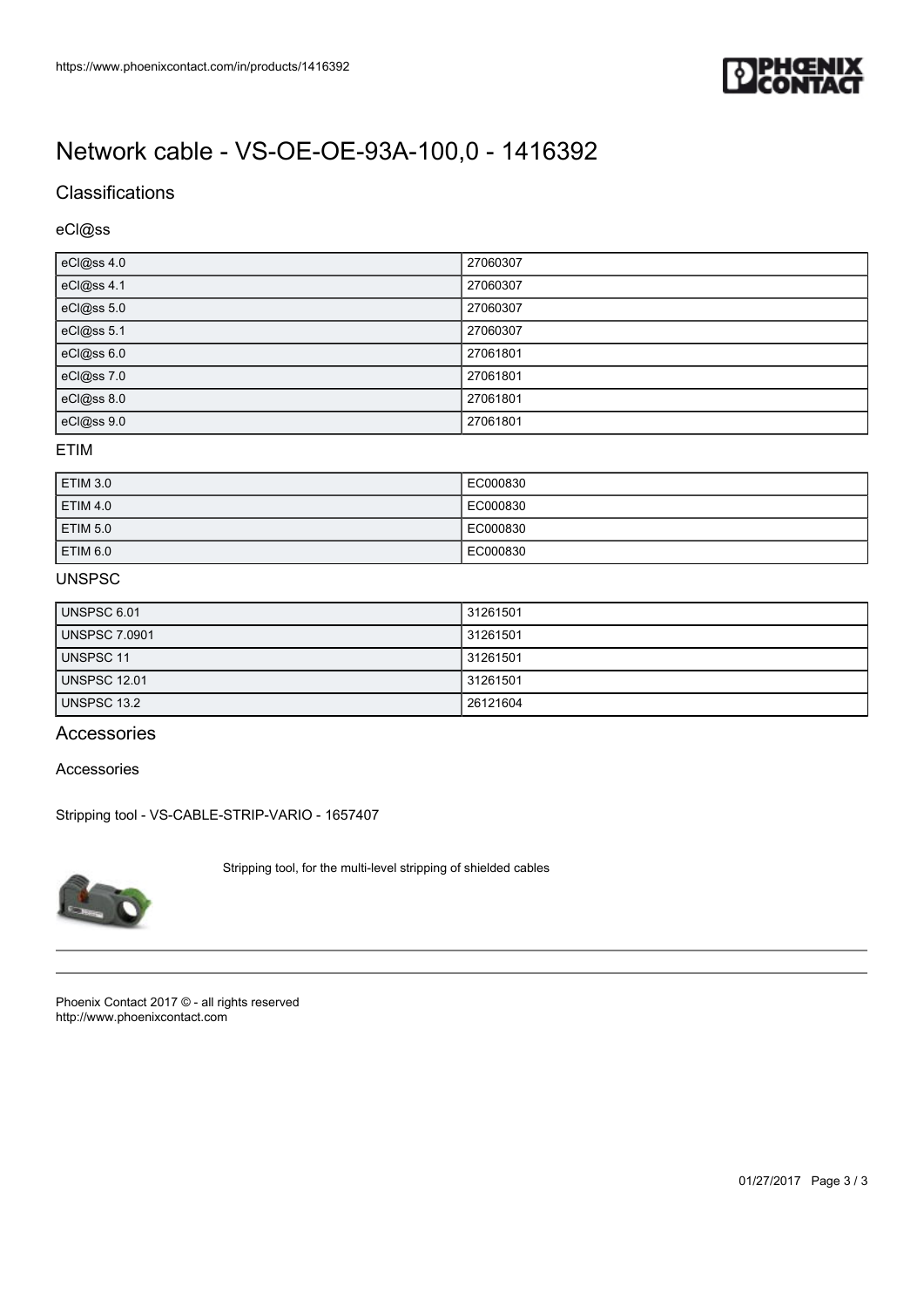# Network cable - VS-OE-OE-93A-100,0 - 1416392

## Classifications

### eCl@ss

| | |
|---|---|
| eCl@ss 4.0 | 27060307 |
| eCl@ss 4.1 | 27060307 |
| eCl@ss 5.0 | 27060307 |
| eCl@ss 5.1 | 27060307 |
| eCl@ss 6.0 | 27061801 |
| eCl@ss 7.0 | 27061801 |
| eCl@ss 8.0 | 27061801 |
| eCl@ss 9.0 | 27061801 |

### ETIM

| | |
|---|---|
| ETIM 3.0 | EC000830 |
| ETIM 4.0 | EC000830 |
| ETIM 5.0 | EC000830 |
| ETIM 6.0 | EC000830 |

### UNSPSC

| | |
|---|---|
| UNSPSC 6.01 | 31261501 |
| UNSPSC 7.0901 | 31261501 |
| UNSPSC 11 | 31261501 |
| UNSPSC 12.01 | 31261501 |
| UNSPSC 13.2 | 26121604 |

## Accessories

### Accessories

Stripping tool - VS-CABLE-STRIP-VARIO - 1657407

Stripping tool, for the multi-level stripping of shielded cables

Phoenix Contact 2017 © - all rights reserved
http://www.phoenixcontact.com